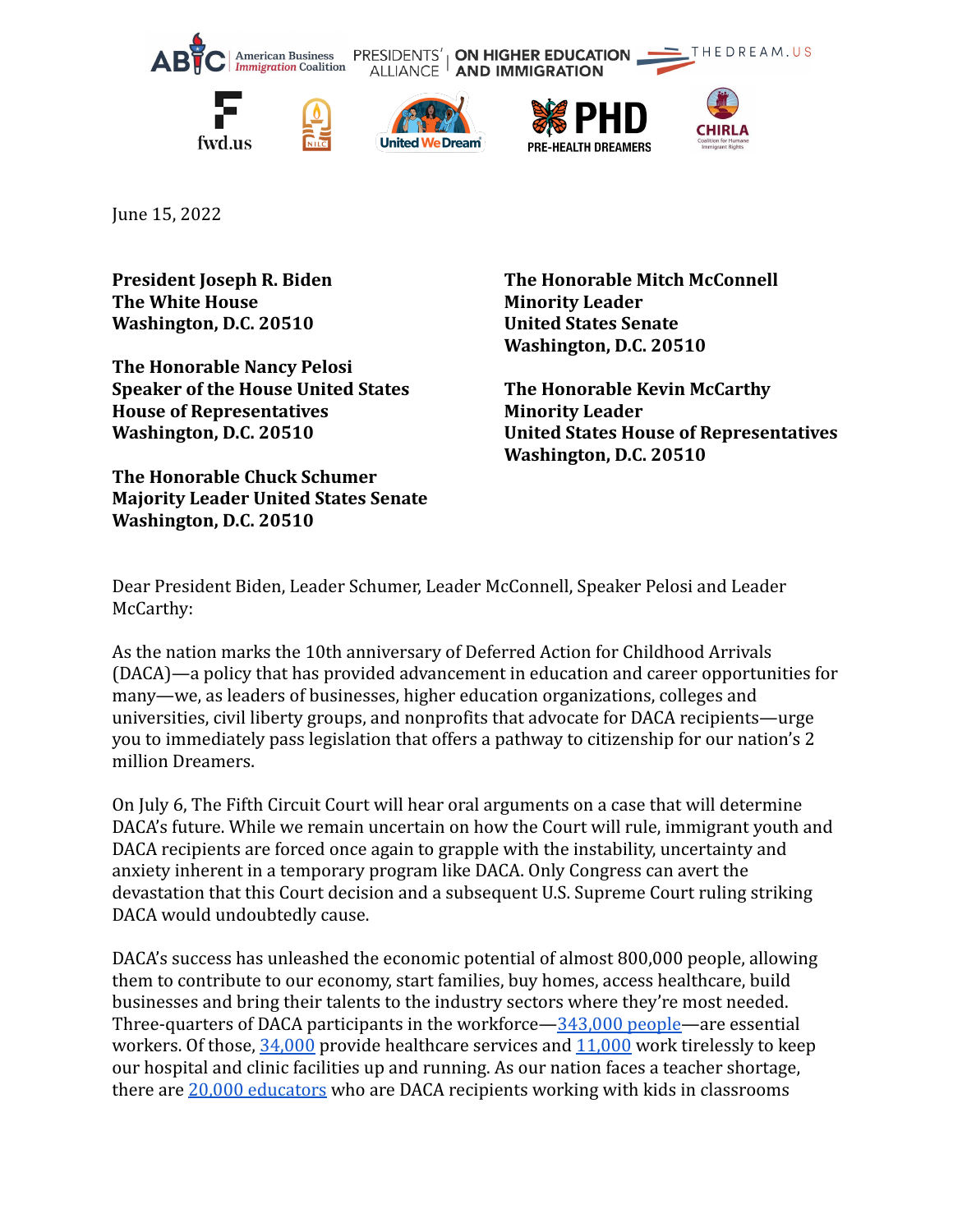June 15, 2022

**President Joseph R. Biden**
**The White House**
**Washington, D.C. 20510**

**The Honorable Nancy Pelosi**
**Speaker of the House United States House of Representatives**
**Washington, D.C. 20510**

**The Honorable Chuck Schumer**
**Majority Leader United States Senate**
**Washington, D.C. 20510**

**The Honorable Mitch McConnell**
**Minority Leader**
**United States Senate**
**Washington, D.C. 20510**

**The Honorable Kevin McCarthy**
**Minority Leader**
**United States House of Representatives**
**Washington, D.C. 20510**

Dear President Biden, Leader Schumer, Leader McConnell, Speaker Pelosi and Leader McCarthy:

As the nation marks the 10th anniversary of Deferred Action for Childhood Arrivals (DACA)—a policy that has provided advancement in education and career opportunities for many—we, as leaders of businesses, higher education organizations, colleges and universities, civil liberty groups, and nonprofits that advocate for DACA recipients—urge you to immediately pass legislation that offers a pathway to citizenship for our nation's 2 million Dreamers.

On July 6, The Fifth Circuit Court will hear oral arguments on a case that will determine DACA's future. While we remain uncertain on how the Court will rule, immigrant youth and DACA recipients are forced once again to grapple with the instability, uncertainty and anxiety inherent in a temporary program like DACA. Only Congress can avert the devastation that this Court decision and a subsequent U.S. Supreme Court ruling striking DACA would undoubtedly cause.

DACA's success has unleashed the economic potential of almost 800,000 people, allowing them to contribute to our economy, start families, buy homes, access healthcare, build businesses and bring their talents to the industry sectors where they're most needed. Three-quarters of DACA participants in the workforce—343,000 people—are essential workers. Of those, 34,000 provide healthcare services and 11,000 work tirelessly to keep our hospital and clinic facilities up and running. As our nation faces a teacher shortage, there are 20,000 educators who are DACA recipients working with kids in classrooms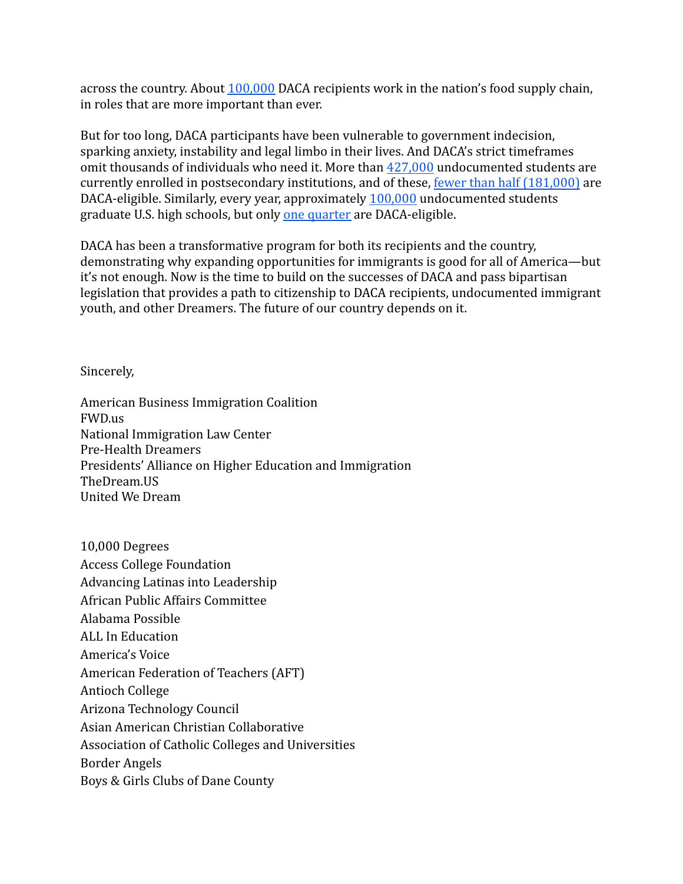across the country. About 100,000 DACA recipients work in the nation's food supply chain, in roles that are more important than ever.

But for too long, DACA participants have been vulnerable to government indecision, sparking anxiety, instability and legal limbo in their lives. And DACA's strict timeframes omit thousands of individuals who need it. More than 427,000 undocumented students are currently enrolled in postsecondary institutions, and of these, fewer than half (181,000) are DACA-eligible. Similarly, every year, approximately 100,000 undocumented students graduate U.S. high schools, but only one quarter are DACA-eligible.

DACA has been a transformative program for both its recipients and the country, demonstrating why expanding opportunities for immigrants is good for all of America—but it's not enough. Now is the time to build on the successes of DACA and pass bipartisan legislation that provides a path to citizenship to DACA recipients, undocumented immigrant youth, and other Dreamers. The future of our country depends on it.

Sincerely,

American Business Immigration Coalition
FWD.us
National Immigration Law Center
Pre-Health Dreamers
Presidents' Alliance on Higher Education and Immigration
TheDream.US
United We Dream

10,000 Degrees
Access College Foundation
Advancing Latinas into Leadership
African Public Affairs Committee
Alabama Possible
ALL In Education
America's Voice
American Federation of Teachers (AFT)
Antioch College
Arizona Technology Council
Asian American Christian Collaborative
Association of Catholic Colleges and Universities
Border Angels
Boys & Girls Clubs of Dane County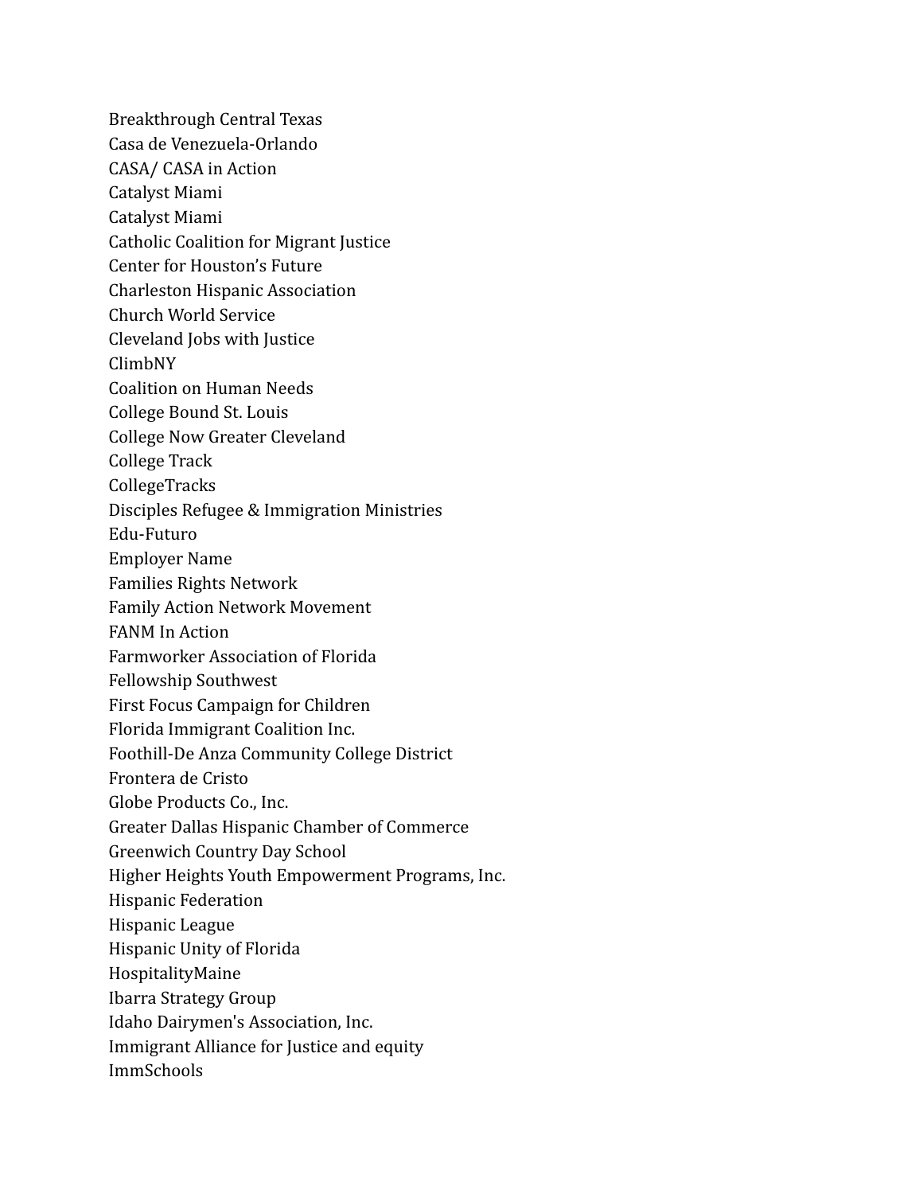Breakthrough Central Texas
Casa de Venezuela-Orlando
CASA/ CASA in Action
Catalyst Miami
Catalyst Miami
Catholic Coalition for Migrant Justice
Center for Houston's Future
Charleston Hispanic Association
Church World Service
Cleveland Jobs with Justice
ClimbNY
Coalition on Human Needs
College Bound St. Louis
College Now Greater Cleveland
College Track
CollegeTracks
Disciples Refugee & Immigration Ministries
Edu-Futuro
Employer Name
Families Rights Network
Family Action Network Movement
FANM In Action
Farmworker Association of Florida
Fellowship Southwest
First Focus Campaign for Children
Florida Immigrant Coalition Inc.
Foothill-De Anza Community College District
Frontera de Cristo
Globe Products Co., Inc.
Greater Dallas Hispanic Chamber of Commerce
Greenwich Country Day School
Higher Heights Youth Empowerment Programs, Inc.
Hispanic Federation
Hispanic League
Hispanic Unity of Florida
HospitalityMaine
Ibarra Strategy Group
Idaho Dairymen's Association, Inc.
Immigrant Alliance for Justice and equity
ImmSchools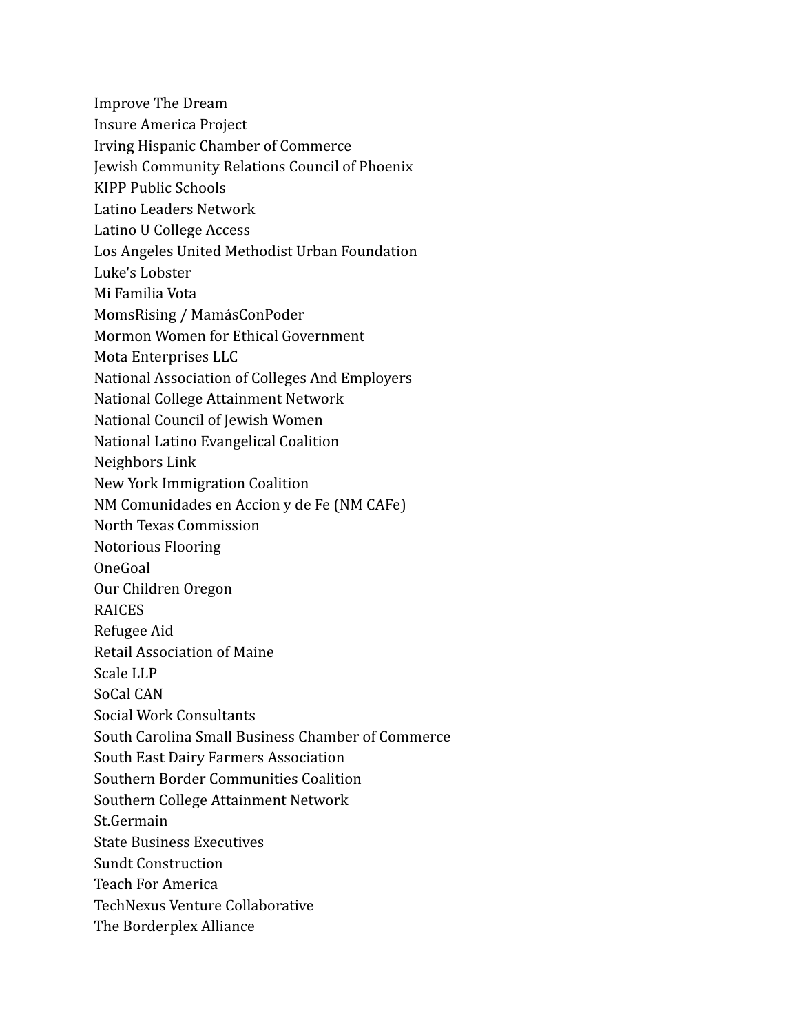Improve The Dream
Insure America Project
Irving Hispanic Chamber of Commerce
Jewish Community Relations Council of Phoenix
KIPP Public Schools
Latino Leaders Network
Latino U College Access
Los Angeles United Methodist Urban Foundation
Luke's Lobster
Mi Familia Vota
MomsRising / MamásConPoder
Mormon Women for Ethical Government
Mota Enterprises LLC
National Association of Colleges And Employers
National College Attainment Network
National Council of Jewish Women
National Latino Evangelical Coalition
Neighbors Link
New York Immigration Coalition
NM Comunidades en Accion y de Fe (NM CAFe)
North Texas Commission
Notorious Flooring
OneGoal
Our Children Oregon
RAICES
Refugee Aid
Retail Association of Maine
Scale LLP
SoCal CAN
Social Work Consultants
South Carolina Small Business Chamber of Commerce
South East Dairy Farmers Association
Southern Border Communities Coalition
Southern College Attainment Network
St.Germain
State Business Executives
Sundt Construction
Teach For America
TechNexus Venture Collaborative
The Borderplex Alliance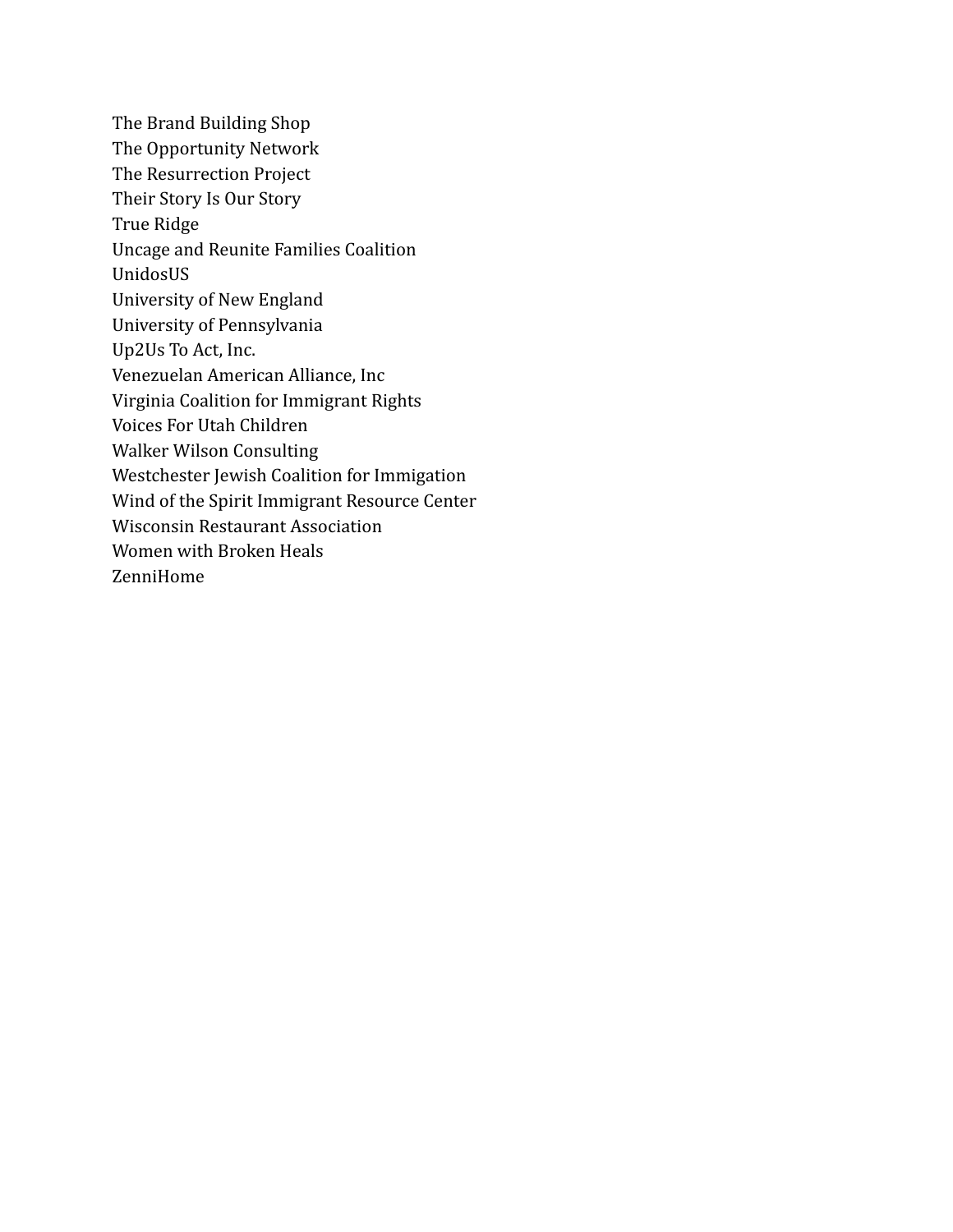The Brand Building Shop
The Opportunity Network
The Resurrection Project
Their Story Is Our Story
True Ridge
Uncage and Reunite Families Coalition
UnidosUS
University of New England
University of Pennsylvania
Up2Us To Act, Inc.
Venezuelan American Alliance, Inc
Virginia Coalition for Immigrant Rights
Voices For Utah Children
Walker Wilson Consulting
Westchester Jewish Coalition for Immigation
Wind of the Spirit Immigrant Resource Center
Wisconsin Restaurant Association
Women with Broken Heals
ZenniHome